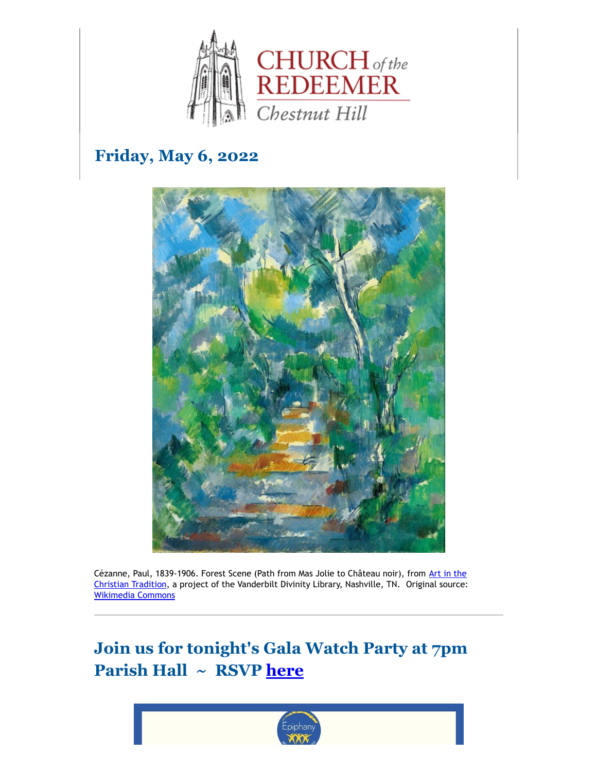CHURCH of the REDEEMER
Chestnut Hill

## Friday, May 6, 2022

Cézanne, Paul, 1839-1906. Forest Scene (Path from Mas Jolie to Château noir), from Art in the Christian Tradition, a project of the Vanderbilt Divinity Library, Nashville, TN. Original source: Wikimedia Commons

---

## Join us for tonight's Gala Watch Party at 7pm Parish Hall ~ RSVP here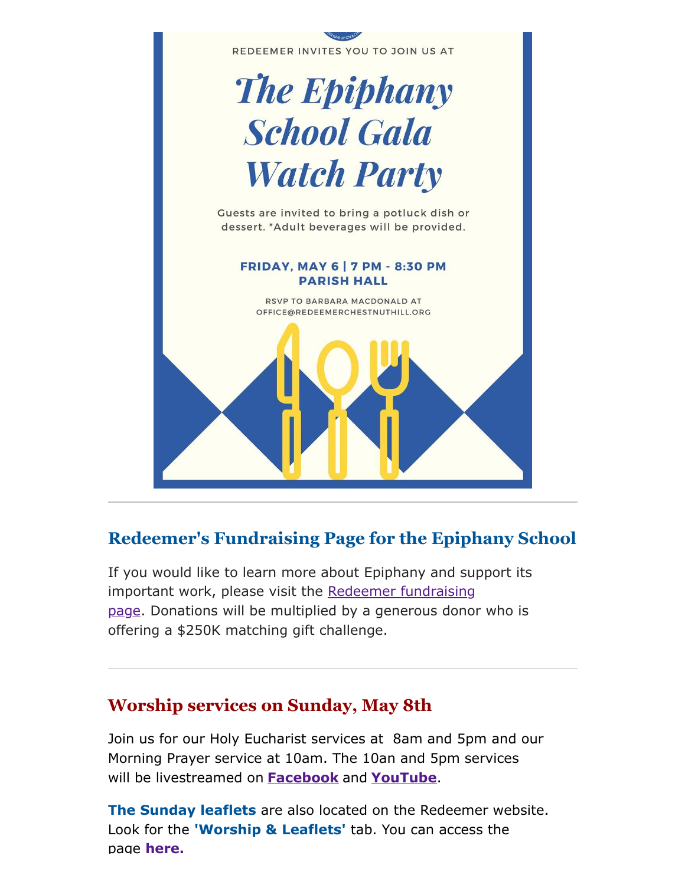REDEEMER INVITES YOU TO JOIN US AT

# The Epiphany School Gala Watch Party

Guests are invited to bring a potluck dish or dessert. *Adult beverages will be provided.

**FRIDAY, MAY 6 | 7 PM - 8:30 PM**
**PARISH HALL**

RSVP TO BARBARA MACDONALD AT OFFICE@REDEEMERCHESTNUTHILL.ORG

---

## Redeemer's Fundraising Page for the Epiphany School

If you would like to learn more about Epiphany and support its important work, please visit the Redeemer fundraising page. Donations will be multiplied by a generous donor who is offering a $250K matching gift challenge.

---

## Worship services on Sunday, May 8th

Join us for our Holy Eucharist services at 8am and 5pm and our Morning Prayer service at 10am. The 10an and 5pm services will be livestreamed on **Facebook** and **YouTube**.

**The Sunday leaflets** are also located on the Redeemer website. Look for the **'Worship & Leaflets'** tab. You can access the page **here.**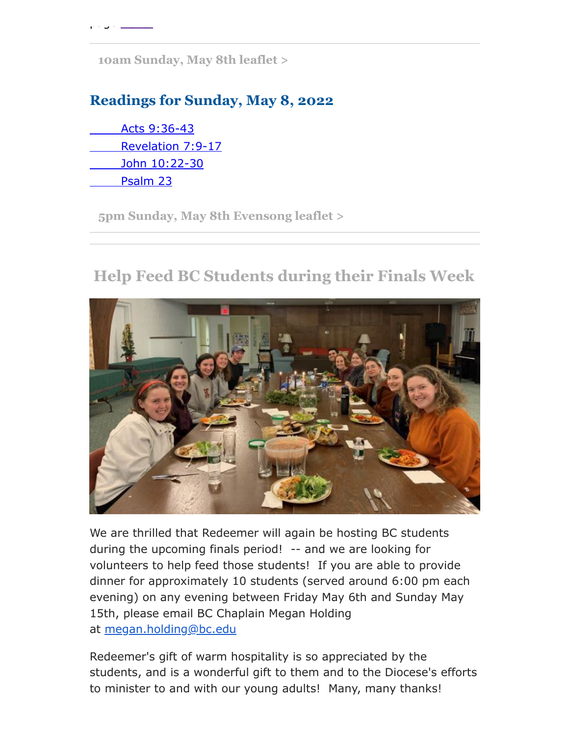10am Sunday, May 8th leaflet >

## Readings for Sunday, May 8, 2022

Acts 9:36-43
Revelation 7:9-17
John 10:22-30
Psalm 23

5pm Sunday, May 8th Evensong leaflet >

## Help Feed BC Students during their Finals Week

We are thrilled that Redeemer will again be hosting BC students during the upcoming finals period! -- and we are looking for volunteers to help feed those students! If you are able to provide dinner for approximately 10 students (served around 6:00 pm each evening) on any evening between Friday May 6th and Sunday May 15th, please email BC Chaplain Megan Holding at megan.holding@bc.edu

Redeemer's gift of warm hospitality is so appreciated by the students, and is a wonderful gift to them and to the Diocese's efforts to minister to and with our young adults! Many, many thanks!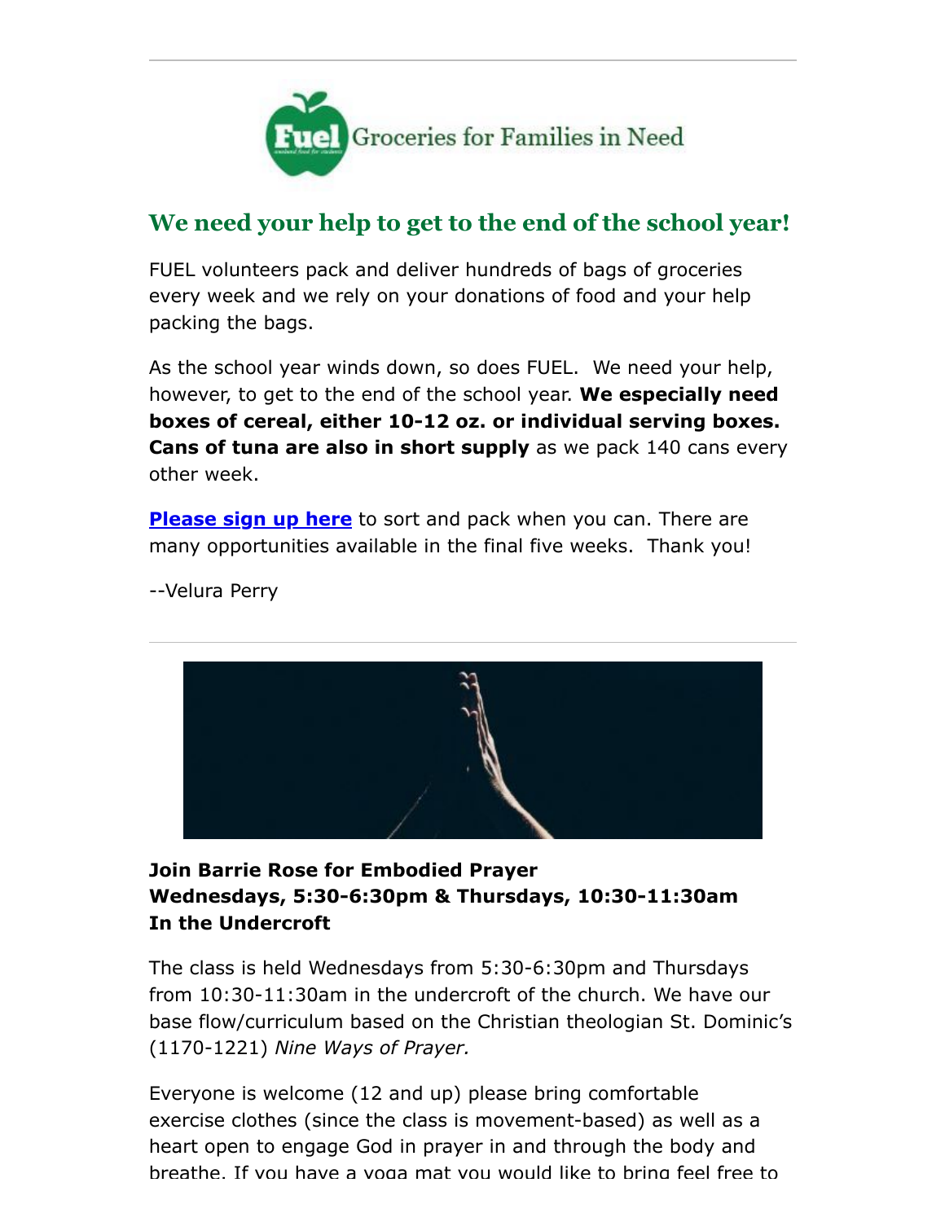Fuel Groceries for Families in Need

## We need your help to get to the end of the school year!

FUEL volunteers pack and deliver hundreds of bags of groceries every week and we rely on your donations of food and your help packing the bags.

As the school year winds down, so does FUEL. We need your help, however, to get to the end of the school year. **We especially need boxes of cereal, either 10-12 oz. or individual serving boxes. Cans of tuna are also in short supply** as we pack 140 cans every other week.

**Please sign up here** to sort and pack when you can. There are many opportunities available in the final five weeks. Thank you!

--Velura Perry

---

**Join Barrie Rose for Embodied Prayer**
**Wednesdays, 5:30-6:30pm & Thursdays, 10:30-11:30am**
**In the Undercroft**

The class is held Wednesdays from 5:30-6:30pm and Thursdays from 10:30-11:30am in the undercroft of the church. We have our base flow/curriculum based on the Christian theologian St. Dominic's (1170-1221) *Nine Ways of Prayer.*

Everyone is welcome (12 and up) please bring comfortable exercise clothes (since the class is movement-based) as well as a heart open to engage God in prayer in and through the body and breathe. If you have a yoga mat you would like to bring feel free to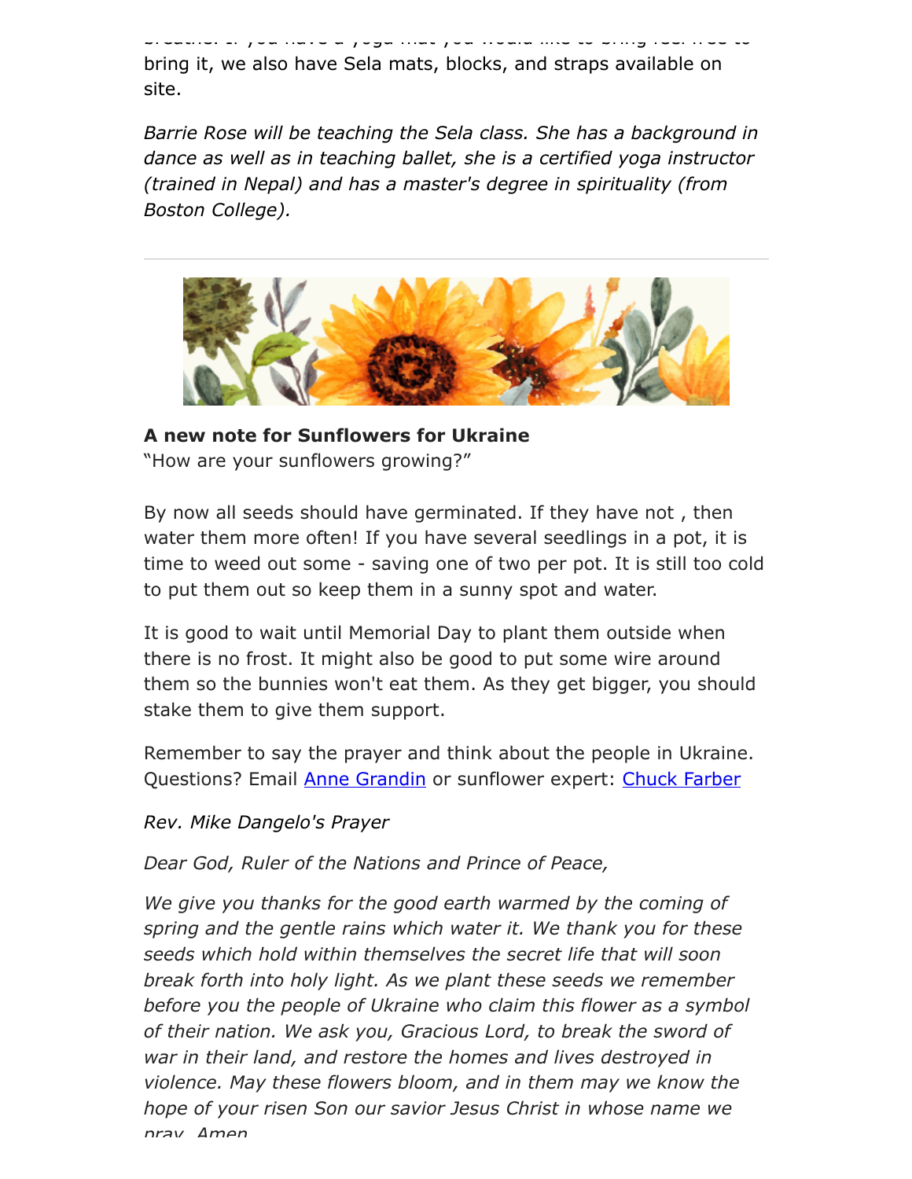bring it, we also have Sela mats, blocks, and straps available on site.

*Barrie Rose will be teaching the Sela class. She has a background in dance as well as in teaching ballet, she is a certified yoga instructor (trained in Nepal) and has a master's degree in spirituality (from Boston College).*

---

**A new note for Sunflowers for Ukraine**
"How are your sunflowers growing?"

By now all seeds should have germinated. If they have not , then water them more often! If you have several seedlings in a pot, it is time to weed out some - saving one of two per pot. It is still too cold to put them out so keep them in a sunny spot and water.

It is good to wait until Memorial Day to plant them outside when there is no frost. It might also be good to put some wire around them so the bunnies won't eat them. As they get bigger, you should stake them to give them support.

Remember to say the prayer and think about the people in Ukraine. Questions? Email Anne Grandin or sunflower expert: Chuck Farber

*Rev. Mike Dangelo's Prayer*

*Dear God, Ruler of the Nations and Prince of Peace,*

*We give you thanks for the good earth warmed by the coming of spring and the gentle rains which water it. We thank you for these seeds which hold within themselves the secret life that will soon break forth into holy light. As we plant these seeds we remember before you the people of Ukraine who claim this flower as a symbol of their nation. We ask you, Gracious Lord, to break the sword of war in their land, and restore the homes and lives destroyed in violence. May these flowers bloom, and in them may we know the hope of your risen Son our savior Jesus Christ in whose name we pray. Amen*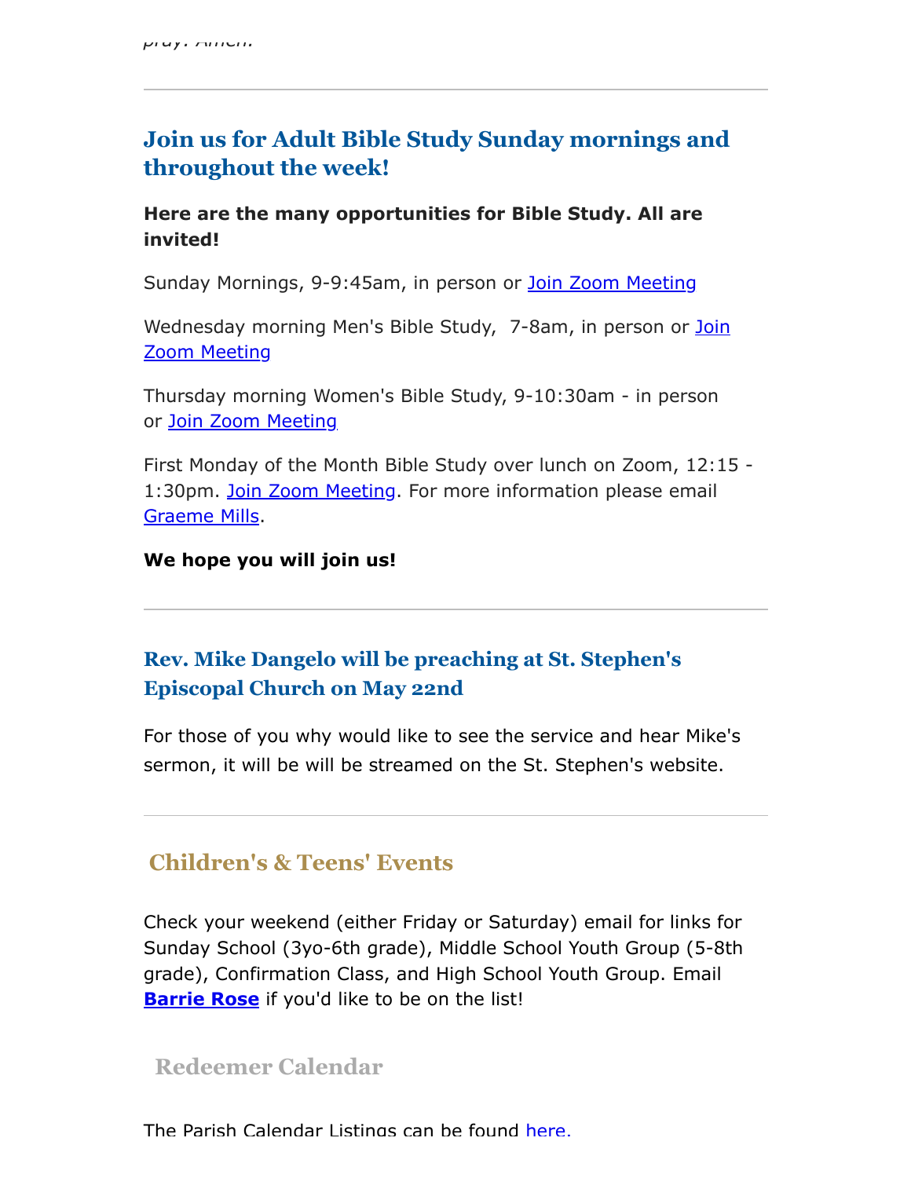*pray. Amen.*

---

## Join us for Adult Bible Study Sunday mornings and throughout the week!

**Here are the many opportunities for Bible Study. All are invited!**

Sunday Mornings, 9-9:45am, in person or Join Zoom Meeting

Wednesday morning Men's Bible Study,  7-8am, in person or Join Zoom Meeting

Thursday morning Women's Bible Study, 9-10:30am - in person or Join Zoom Meeting

First Monday of the Month Bible Study over lunch on Zoom, 12:15 - 1:30pm. Join Zoom Meeting. For more information please email Graeme Mills.

**We hope you will join us!**

---

## Rev. Mike Dangelo will be preaching at St. Stephen's Episcopal Church on May 22nd

For those of you why would like to see the service and hear Mike's sermon, it will be will be streamed on the St. Stephen's website.

---

## Children's & Teens' Events

Check your weekend (either Friday or Saturday) email for links for Sunday School (3yo-6th grade), Middle School Youth Group (5-8th grade), Confirmation Class, and High School Youth Group. Email **Barrie Rose** if you'd like to be on the list!

## Redeemer Calendar

The Parish Calendar Listings can be found here.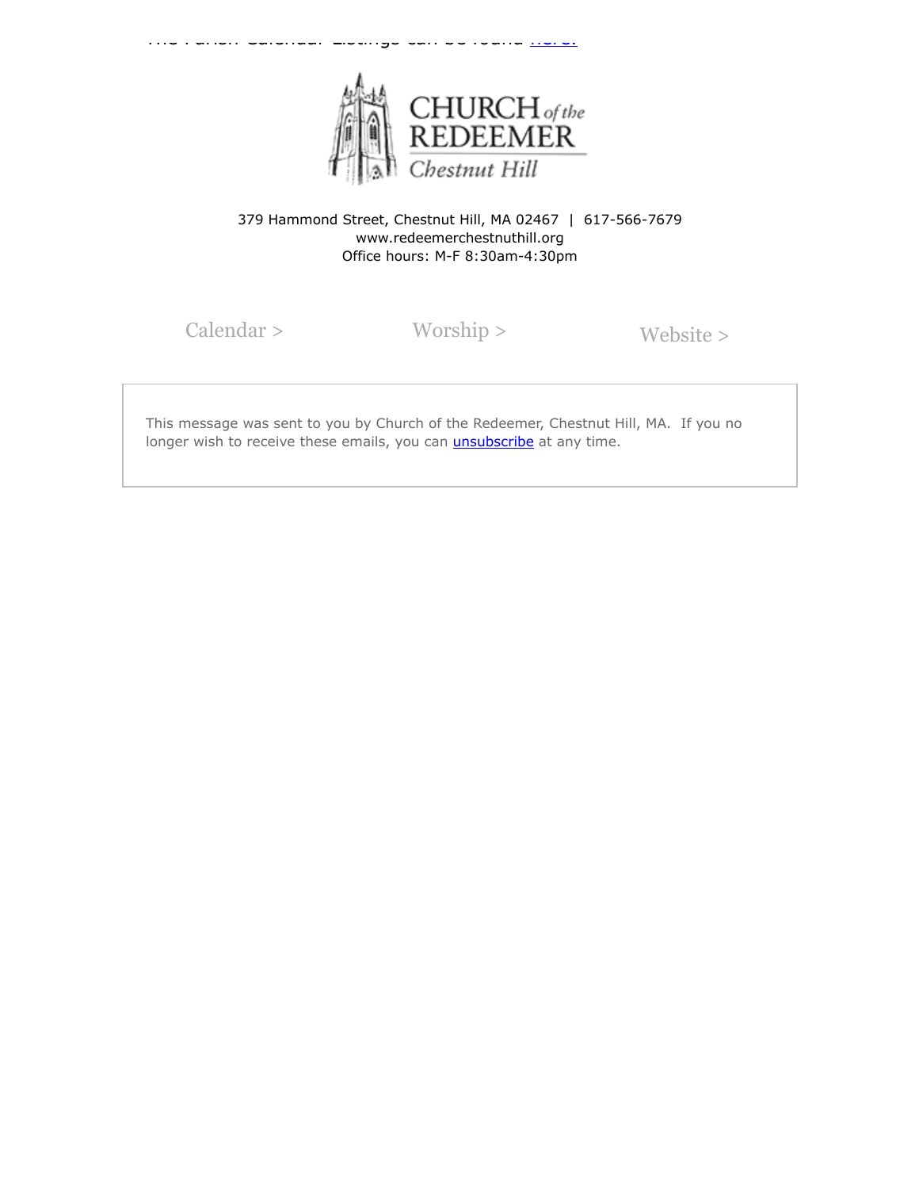The Parish Calendar Listings can be found here.

CHURCH of the REDEEMER
Chestnut Hill

379 Hammond Street, Chestnut Hill, MA 02467 | 617-566-7679
www.redeemerchestnuthill.org
Office hours: M-F 8:30am-4:30pm

Calendar > Worship > Website >

This message was sent to you by Church of the Redeemer, Chestnut Hill, MA. If you no longer wish to receive these emails, you can unsubscribe at any time.